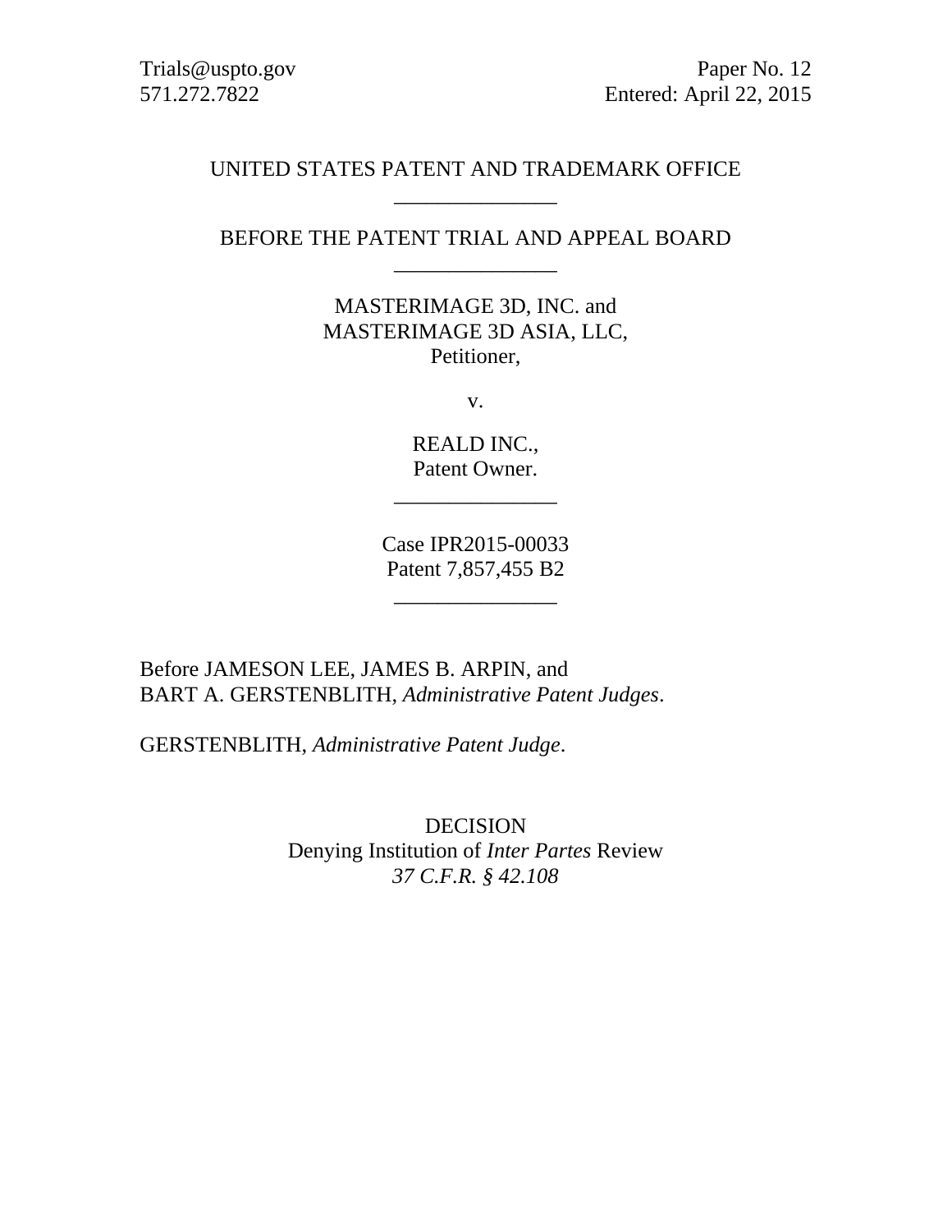Trials@uspto.gov
571.272.7822

Paper No. 12
Entered: April 22, 2015

UNITED STATES PATENT AND TRADEMARK OFFICE

\_\_\_\_\_\_\_\_\_\_\_\_\_\_\_

BEFORE THE PATENT TRIAL AND APPEAL BOARD

\_\_\_\_\_\_\_\_\_\_\_\_\_\_\_

MASTERIMAGE 3D, INC. and
MASTERIMAGE 3D ASIA, LLC,
Petitioner,

v.

REALD INC.,
Patent Owner.

\_\_\_\_\_\_\_\_\_\_\_\_\_\_\_

Case IPR2015-00033
Patent 7,857,455 B2

\_\_\_\_\_\_\_\_\_\_\_\_\_\_\_

Before JAMESON LEE, JAMES B. ARPIN, and
BART A. GERSTENBLITH, *Administrative Patent Judges*.

GERSTENBLITH, *Administrative Patent Judge*.

DECISION
Denying Institution of *Inter Partes* Review
*37 C.F.R. § 42.108*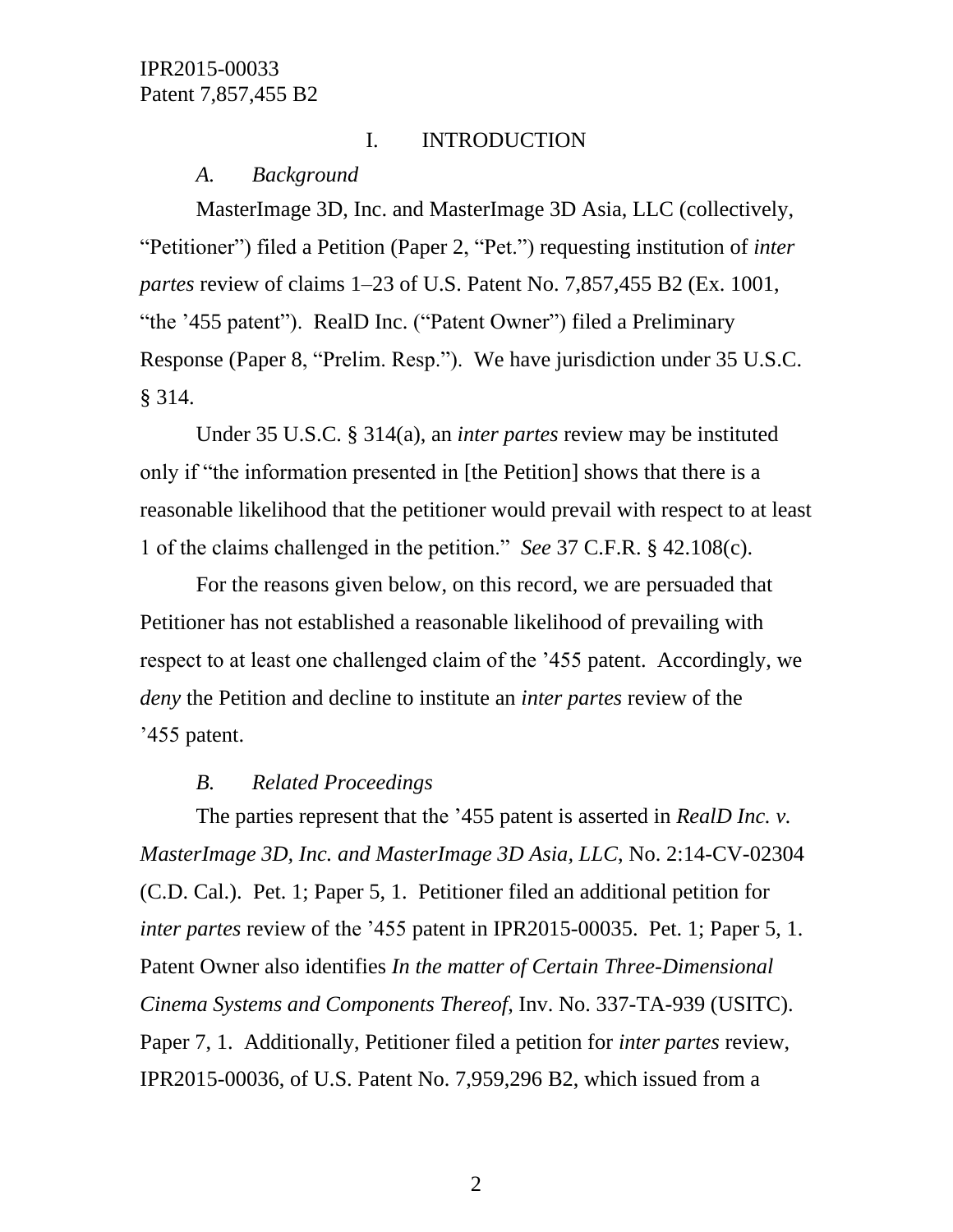## I. INTRODUCTION

### *A. Background*

MasterImage 3D, Inc. and MasterImage 3D Asia, LLC (collectively, "Petitioner") filed a Petition (Paper 2, "Pet.") requesting institution of *inter partes* review of claims 1–23 of U.S. Patent No. 7,857,455 B2 (Ex. 1001, "the '455 patent"). RealD Inc. ("Patent Owner") filed a Preliminary Response (Paper 8, "Prelim. Resp."). We have jurisdiction under 35 U.S.C. § 314.

Under 35 U.S.C. § 314(a), an *inter partes* review may be instituted only if "the information presented in [the Petition] shows that there is a reasonable likelihood that the petitioner would prevail with respect to at least 1 of the claims challenged in the petition." *See* 37 C.F.R. § 42.108(c).

For the reasons given below, on this record, we are persuaded that Petitioner has not established a reasonable likelihood of prevailing with respect to at least one challenged claim of the '455 patent. Accordingly, we *deny* the Petition and decline to institute an *inter partes* review of the '455 patent.

### *B. Related Proceedings*

The parties represent that the '455 patent is asserted in *RealD Inc. v. MasterImage 3D, Inc. and MasterImage 3D Asia, LLC*, No. 2:14-CV-02304 (C.D. Cal.). Pet. 1; Paper 5, 1. Petitioner filed an additional petition for *inter partes* review of the '455 patent in IPR2015-00035. Pet. 1; Paper 5, 1. Patent Owner also identifies *In the matter of Certain Three-Dimensional Cinema Systems and Components Thereof,* Inv. No. 337-TA-939 (USITC). Paper 7, 1. Additionally, Petitioner filed a petition for *inter partes* review, IPR2015-00036, of U.S. Patent No. 7,959,296 B2, which issued from a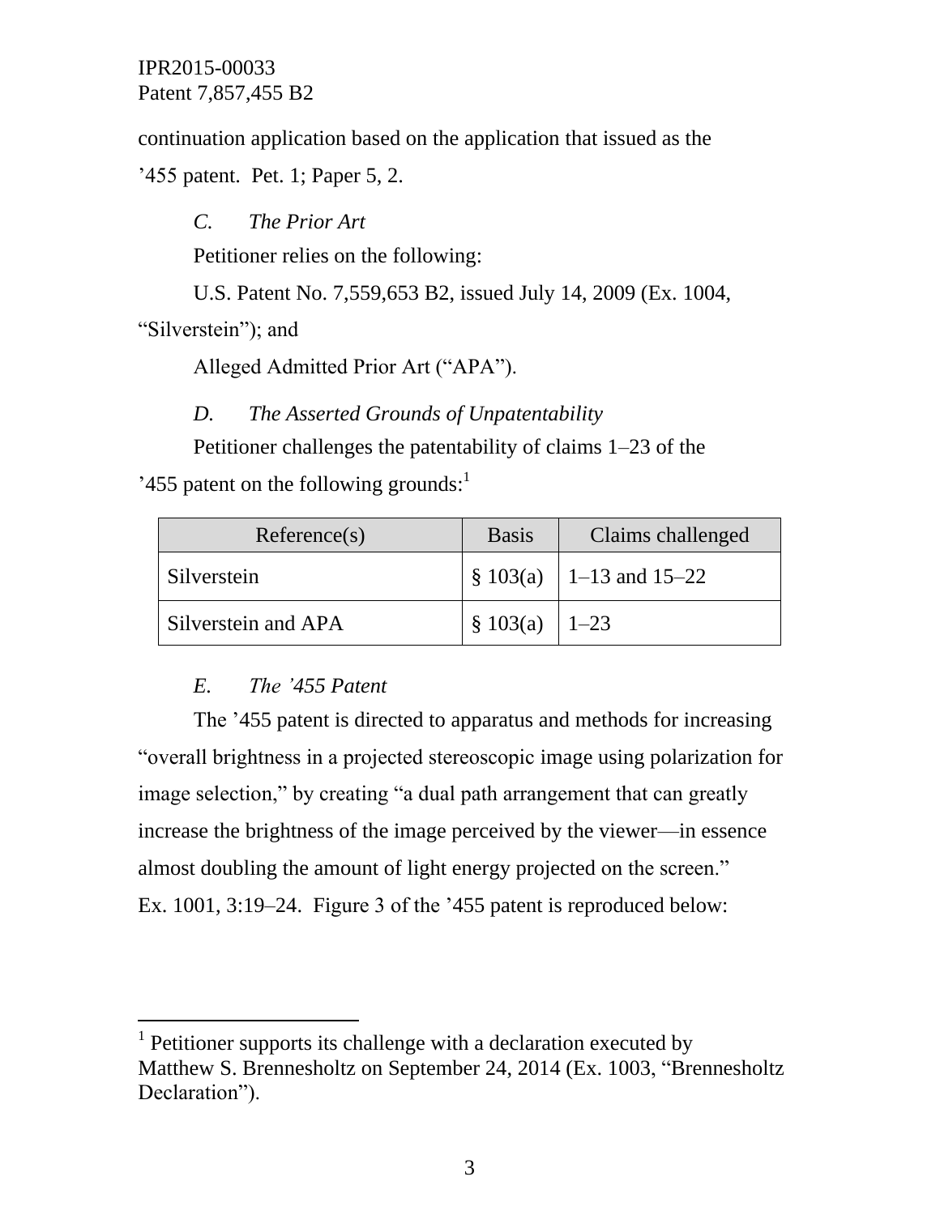continuation application based on the application that issued as the ’455 patent. Pet. 1; Paper 5, 2.

### *C. The Prior Art*

Petitioner relies on the following:

U.S. Patent No. 7,559,653 B2, issued July 14, 2009 (Ex. 1004, “Silverstein”); and

Alleged Admitted Prior Art (“APA”).

### *D. The Asserted Grounds of Unpatentability*

Petitioner challenges the patentability of claims 1–23 of the ’455 patent on the following grounds:[1]

| Reference(s) | Basis | Claims challenged |
|---|---|---|
| Silverstein | § 103(a) | 1–13 and 15–22 |
| Silverstein and APA | § 103(a) | 1–23 |

### *E. The ’455 Patent*

The ’455 patent is directed to apparatus and methods for increasing “overall brightness in a projected stereoscopic image using polarization for image selection,” by creating “a dual path arrangement that can greatly increase the brightness of the image perceived by the viewer—in essence almost doubling the amount of light energy projected on the screen.” Ex. 1001, 3:19–24. Figure 3 of the ’455 patent is reproduced below:

---

[1] Petitioner supports its challenge with a declaration executed by Matthew S. Brennesholtz on September 24, 2014 (Ex. 1003, “Brennesholtz Declaration”).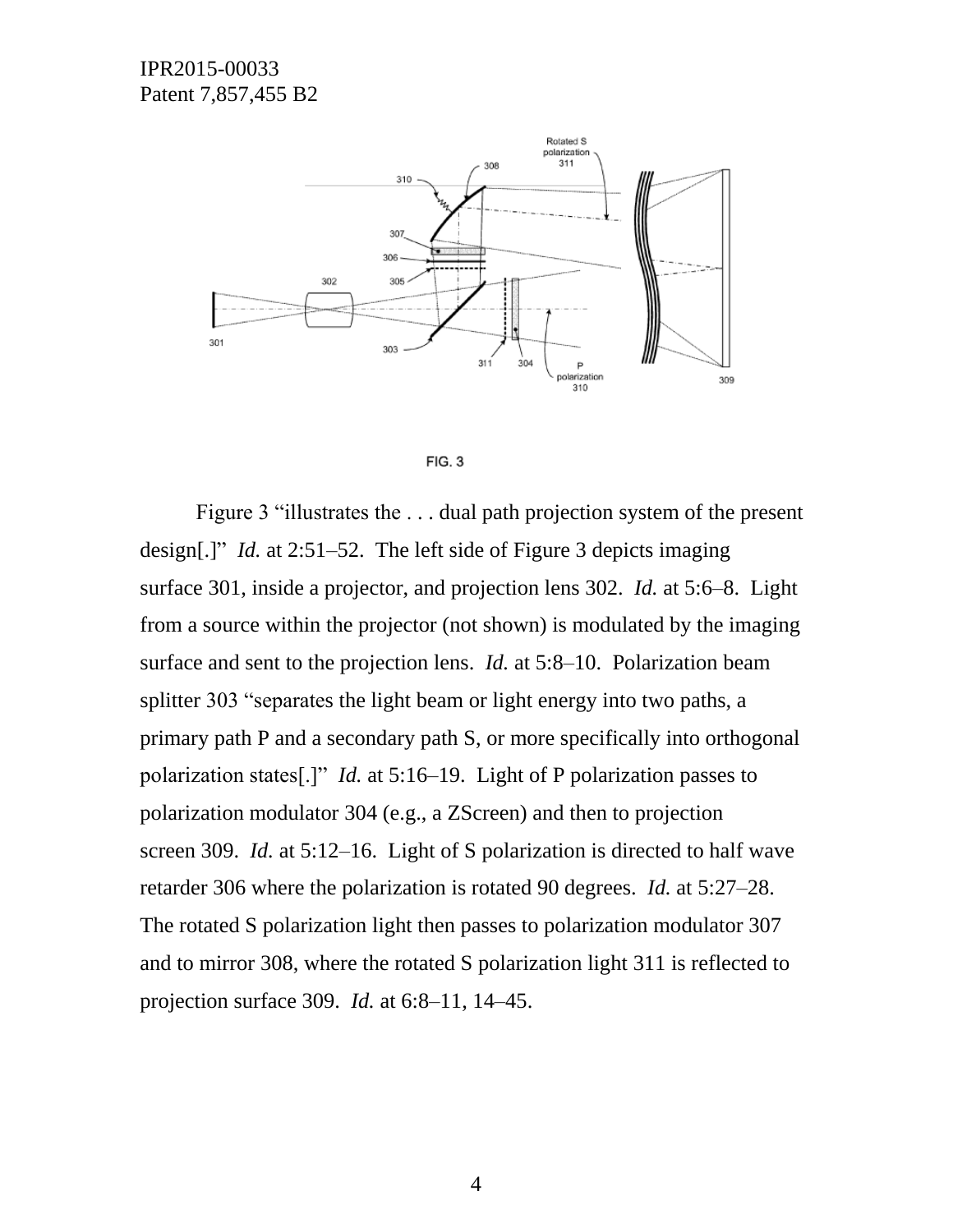FIG. 3

Figure 3 "illustrates the . . . dual path projection system of the present design[.]" *Id.* at 2:51–52. The left side of Figure 3 depicts imaging surface 301, inside a projector, and projection lens 302. *Id.* at 5:6–8. Light from a source within the projector (not shown) is modulated by the imaging surface and sent to the projection lens. *Id.* at 5:8–10. Polarization beam splitter 303 "separates the light beam or light energy into two paths, a primary path P and a secondary path S, or more specifically into orthogonal polarization states[.]" *Id.* at 5:16–19. Light of P polarization passes to polarization modulator 304 (e.g., a ZScreen) and then to projection screen 309. *Id.* at 5:12–16. Light of S polarization is directed to half wave retarder 306 where the polarization is rotated 90 degrees. *Id.* at 5:27–28. The rotated S polarization light then passes to polarization modulator 307 and to mirror 308, where the rotated S polarization light 311 is reflected to projection surface 309. *Id.* at 6:8–11, 14–45.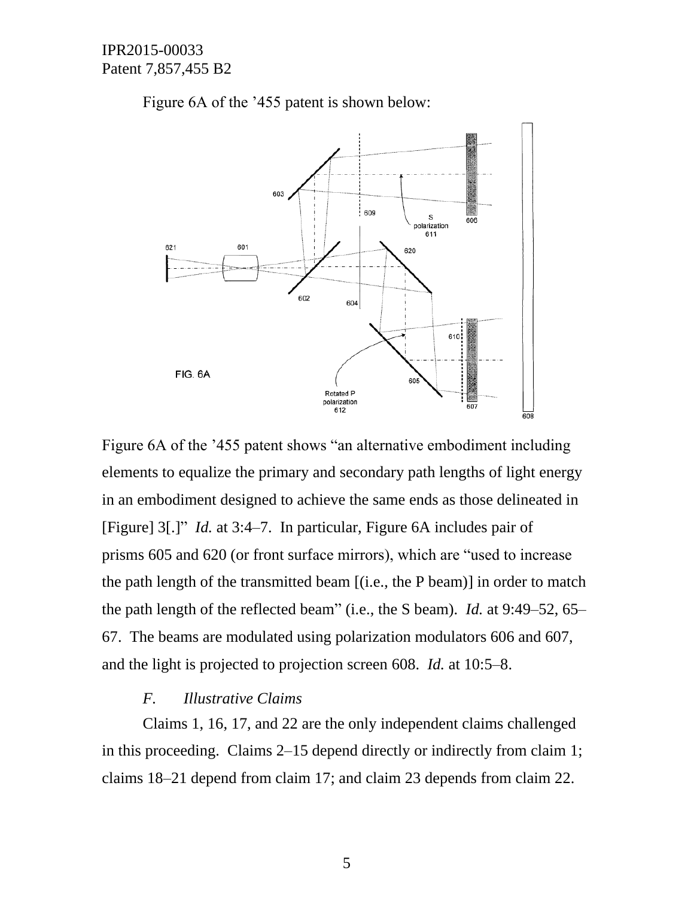Figure 6A of the ’455 patent is shown below:

Figure 6A of the ’455 patent shows “an alternative embodiment including elements to equalize the primary and secondary path lengths of light energy in an embodiment designed to achieve the same ends as those delineated in [Figure] 3[.]” *Id.* at 3:4–7. In particular, Figure 6A includes pair of prisms 605 and 620 (or front surface mirrors), which are “used to increase the path length of the transmitted beam [(i.e., the P beam)] in order to match the path length of the reflected beam” (i.e., the S beam). *Id.* at 9:49–52, 65–67. The beams are modulated using polarization modulators 606 and 607, and the light is projected to projection screen 608. *Id.* at 10:5–8.

### *F. Illustrative Claims*

Claims 1, 16, 17, and 22 are the only independent claims challenged in this proceeding. Claims 2–15 depend directly or indirectly from claim 1; claims 18–21 depend from claim 17; and claim 23 depends from claim 22.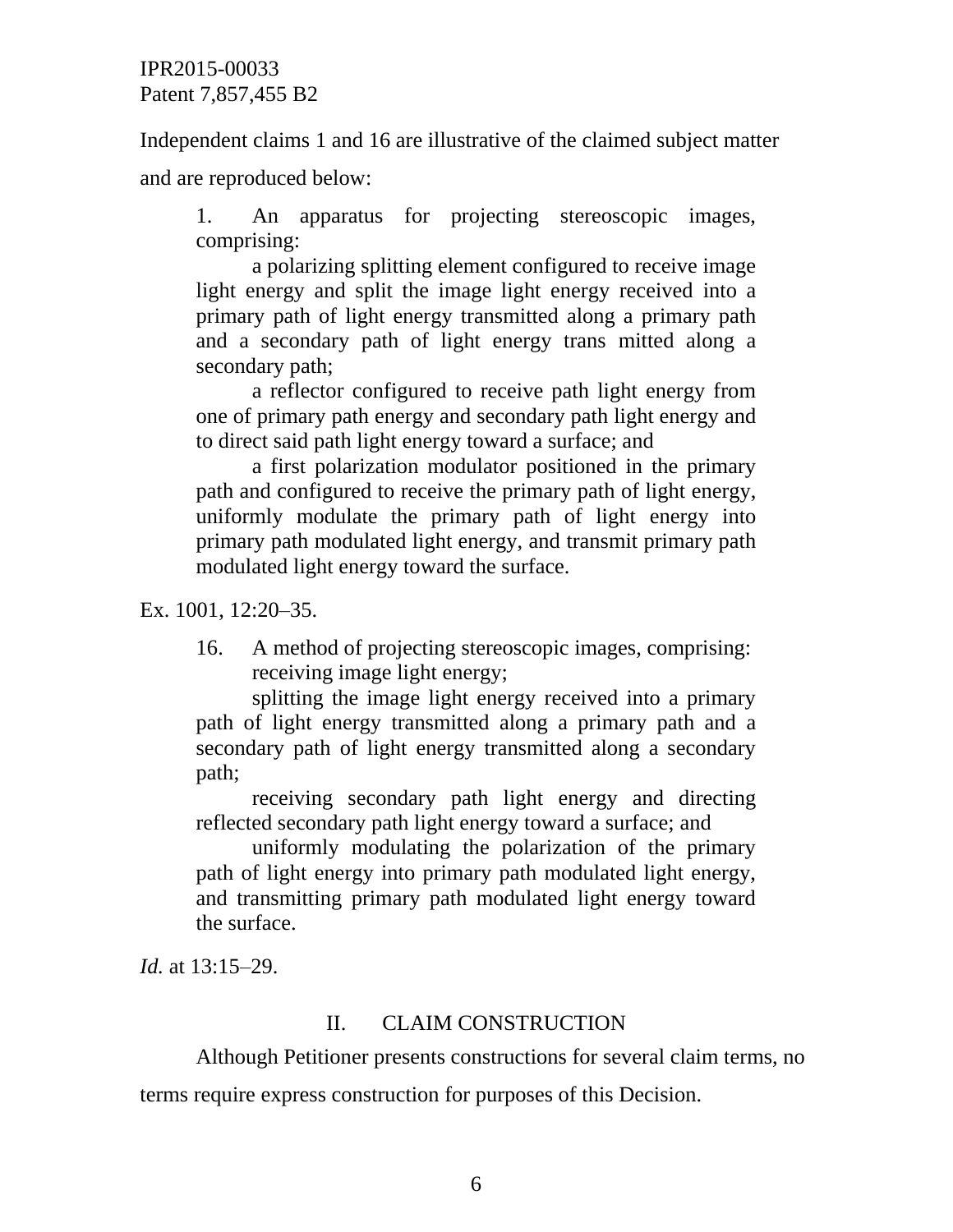Independent claims 1 and 16 are illustrative of the claimed subject matter and are reproduced below:

> 1. An apparatus for projecting stereoscopic images, comprising:
>
> a polarizing splitting element configured to receive image light energy and split the image light energy received into a primary path of light energy transmitted along a primary path and a secondary path of light energy trans mitted along a secondary path;
>
> a reflector configured to receive path light energy from one of primary path energy and secondary path light energy and to direct said path light energy toward a surface; and
>
> a first polarization modulator positioned in the primary path and configured to receive the primary path of light energy, uniformly modulate the primary path of light energy into primary path modulated light energy, and transmit primary path modulated light energy toward the surface.

Ex. 1001, 12:20–35.

> 16. A method of projecting stereoscopic images, comprising:
>
> receiving image light energy;
>
> splitting the image light energy received into a primary path of light energy transmitted along a primary path and a secondary path of light energy transmitted along a secondary path;
>
> receiving secondary path light energy and directing reflected secondary path light energy toward a surface; and
>
> uniformly modulating the polarization of the primary path of light energy into primary path modulated light energy, and transmitting primary path modulated light energy toward the surface.

*Id.* at 13:15–29.

## II. CLAIM CONSTRUCTION

Although Petitioner presents constructions for several claim terms, no terms require express construction for purposes of this Decision.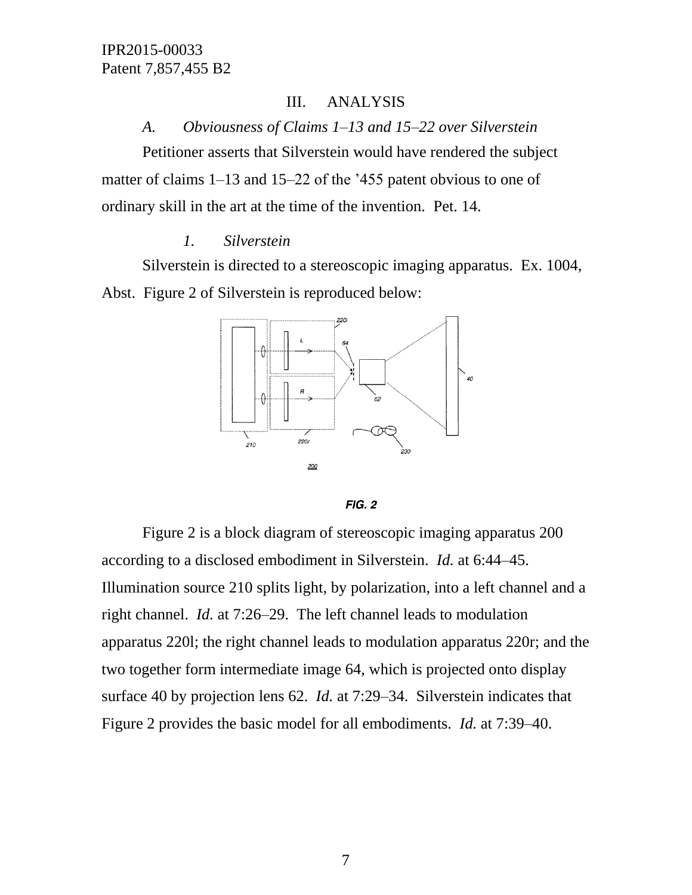## III. ANALYSIS

### *A. Obviousness of Claims 1–13 and 15–22 over Silverstein*

Petitioner asserts that Silverstein would have rendered the subject matter of claims 1–13 and 15–22 of the '455 patent obvious to one of ordinary skill in the art at the time of the invention. Pet. 14.

#### *1. Silverstein*

Silverstein is directed to a stereoscopic imaging apparatus. Ex. 1004, Abst. Figure 2 of Silverstein is reproduced below:

FIG. 2

Figure 2 is a block diagram of stereoscopic imaging apparatus 200 according to a disclosed embodiment in Silverstein. *Id.* at 6:44–45. Illumination source 210 splits light, by polarization, into a left channel and a right channel. *Id.* at 7:26–29. The left channel leads to modulation apparatus 220l; the right channel leads to modulation apparatus 220r; and the two together form intermediate image 64, which is projected onto display surface 40 by projection lens 62. *Id.* at 7:29–34. Silverstein indicates that Figure 2 provides the basic model for all embodiments. *Id.* at 7:39–40.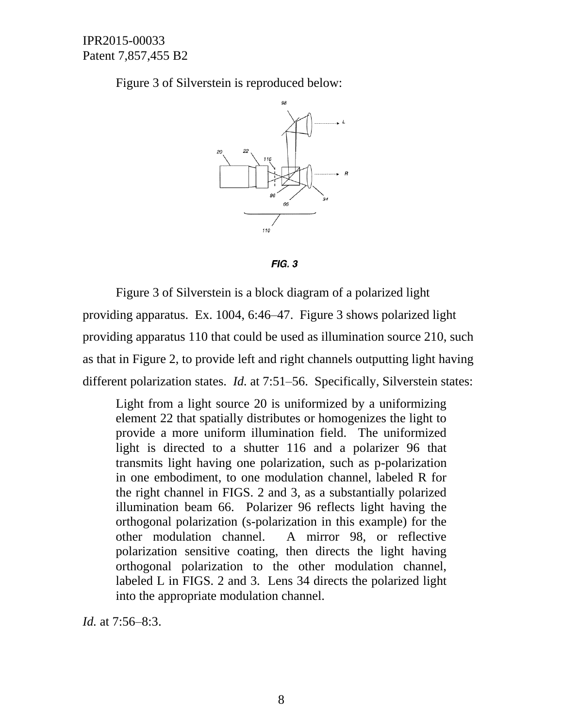Figure 3 of Silverstein is reproduced below:

FIG. 3

Figure 3 of Silverstein is a block diagram of a polarized light providing apparatus. Ex. 1004, 6:46–47. Figure 3 shows polarized light providing apparatus 110 that could be used as illumination source 210, such as that in Figure 2, to provide left and right channels outputting light having different polarization states. *Id.* at 7:51–56. Specifically, Silverstein states:

> Light from a light source 20 is uniformized by a uniformizing element 22 that spatially distributes or homogenizes the light to provide a more uniform illumination field. The uniformized light is directed to a shutter 116 and a polarizer 96 that transmits light having one polarization, such as p-polarization in one embodiment, to one modulation channel, labeled R for the right channel in FIGS. 2 and 3, as a substantially polarized illumination beam 66. Polarizer 96 reflects light having the orthogonal polarization (s-polarization in this example) for the other modulation channel. A mirror 98, or reflective polarization sensitive coating, then directs the light having orthogonal polarization to the other modulation channel, labeled L in FIGS. 2 and 3. Lens 34 directs the polarized light into the appropriate modulation channel.

*Id.* at 7:56–8:3.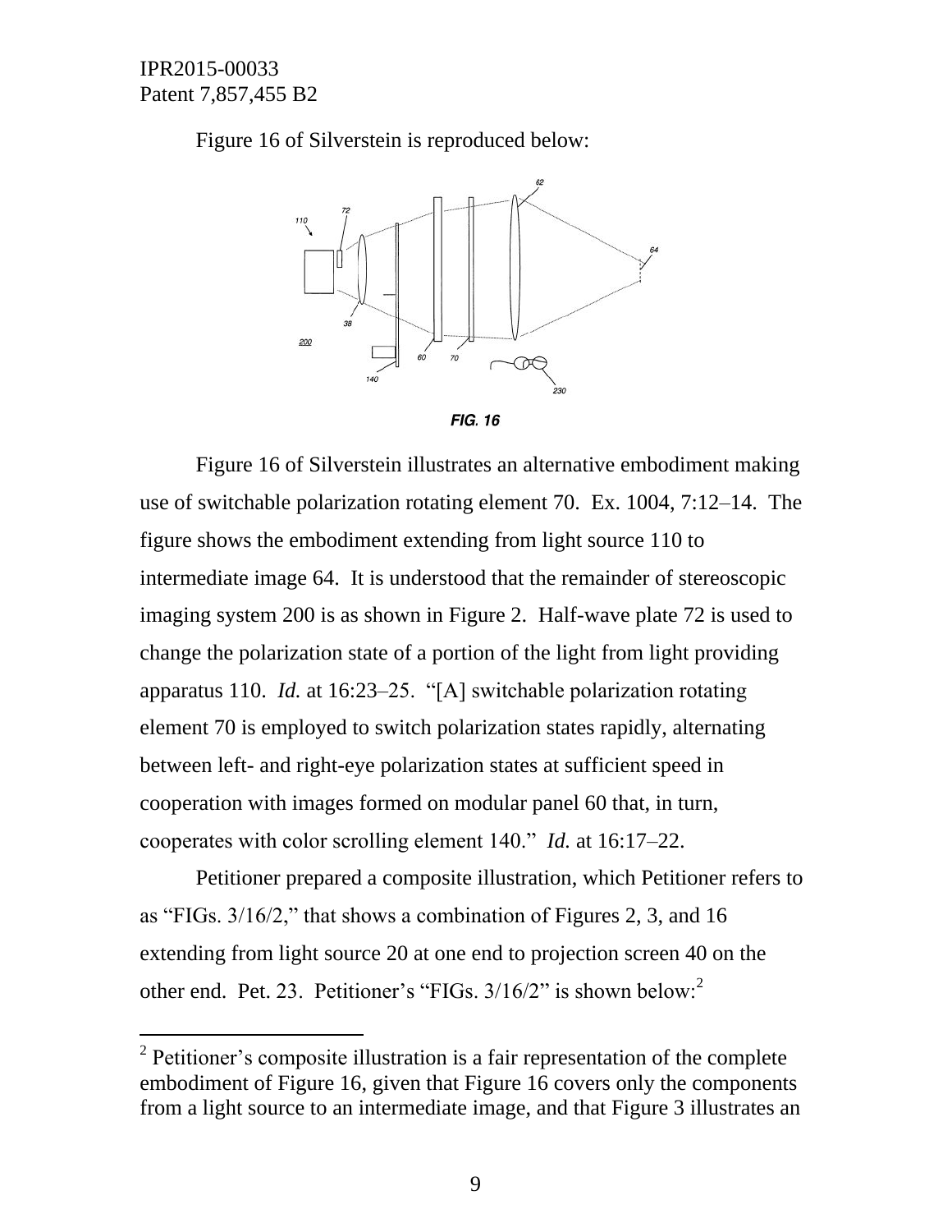Figure 16 of Silverstein is reproduced below:

FIG. 16

Figure 16 of Silverstein illustrates an alternative embodiment making use of switchable polarization rotating element 70. Ex. 1004, 7:12–14. The figure shows the embodiment extending from light source 110 to intermediate image 64. It is understood that the remainder of stereoscopic imaging system 200 is as shown in Figure 2. Half-wave plate 72 is used to change the polarization state of a portion of the light from light providing apparatus 110. *Id.* at 16:23–25. "[A] switchable polarization rotating element 70 is employed to switch polarization states rapidly, alternating between left- and right-eye polarization states at sufficient speed in cooperation with images formed on modular panel 60 that, in turn, cooperates with color scrolling element 140." *Id.* at 16:17–22.

Petitioner prepared a composite illustration, which Petitioner refers to as "FIGs. 3/16/2," that shows a combination of Figures 2, 3, and 16 extending from light source 20 at one end to projection screen 40 on the other end. Pet. 23. Petitioner's "FIGs. 3/16/2" is shown below:[2]

[2] Petitioner's composite illustration is a fair representation of the complete embodiment of Figure 16, given that Figure 16 covers only the components from a light source to an intermediate image, and that Figure 3 illustrates an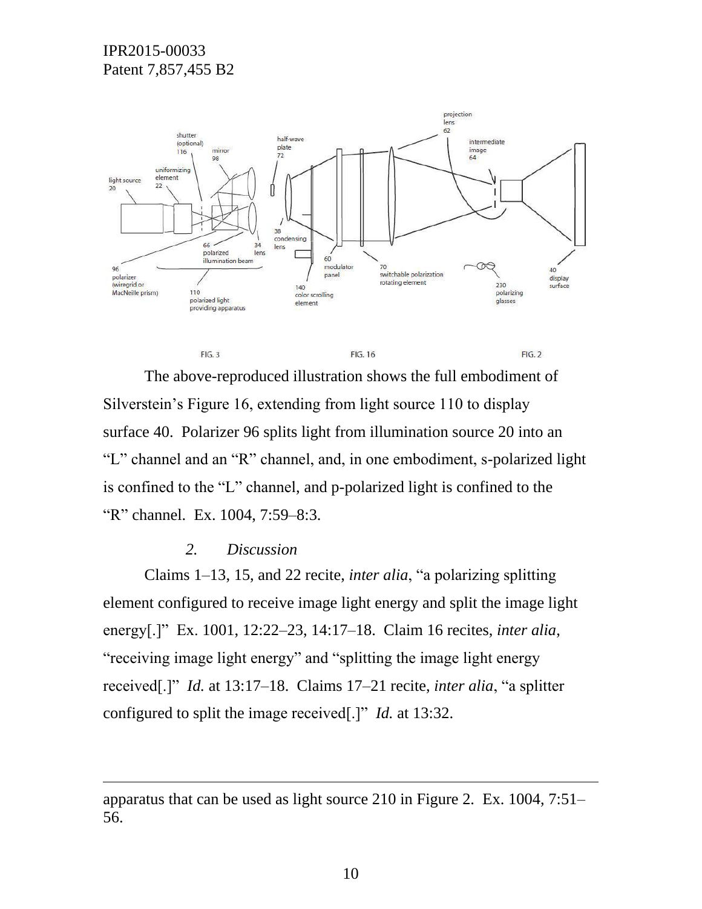The above-reproduced illustration shows the full embodiment of Silverstein's Figure 16, extending from light source 110 to display surface 40. Polarizer 96 splits light from illumination source 20 into an "L" channel and an "R" channel, and, in one embodiment, s-polarized light is confined to the "L" channel, and p-polarized light is confined to the "R" channel. Ex. 1004, 7:59–8:3.

### 2. *Discussion*

Claims 1–13, 15, and 22 recite, *inter alia*, "a polarizing splitting element configured to receive image light energy and split the image light energy[.]" Ex. 1001, 12:22–23, 14:17–18. Claim 16 recites, *inter alia*, "receiving image light energy" and "splitting the image light energy received[.]" *Id.* at 13:17–18. Claims 17–21 recite, *inter alia*, "a splitter configured to split the image received[.]" *Id.* at 13:32.

---

apparatus that can be used as light source 210 in Figure 2. Ex. 1004, 7:51–56.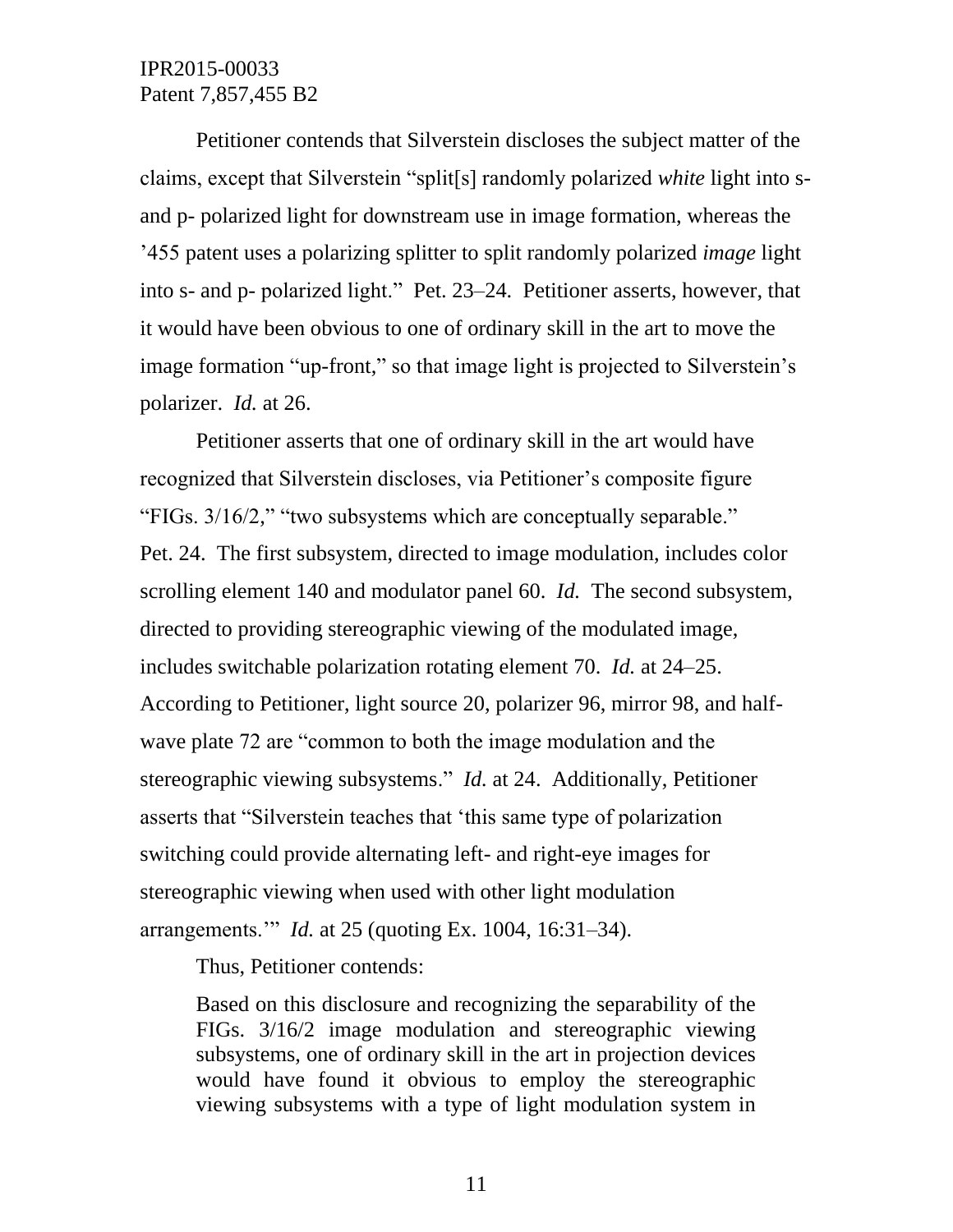Petitioner contends that Silverstein discloses the subject matter of the claims, except that Silverstein "split[s] randomly polarized *white* light into s- and p- polarized light for downstream use in image formation, whereas the '455 patent uses a polarizing splitter to split randomly polarized *image* light into s- and p- polarized light." Pet. 23–24. Petitioner asserts, however, that it would have been obvious to one of ordinary skill in the art to move the image formation "up-front," so that image light is projected to Silverstein's polarizer. *Id.* at 26.

Petitioner asserts that one of ordinary skill in the art would have recognized that Silverstein discloses, via Petitioner's composite figure "FIGs. 3/16/2," "two subsystems which are conceptually separable." Pet. 24. The first subsystem, directed to image modulation, includes color scrolling element 140 and modulator panel 60. *Id.* The second subsystem, directed to providing stereographic viewing of the modulated image, includes switchable polarization rotating element 70. *Id.* at 24–25. According to Petitioner, light source 20, polarizer 96, mirror 98, and half-wave plate 72 are "common to both the image modulation and the stereographic viewing subsystems." *Id.* at 24. Additionally, Petitioner asserts that "Silverstein teaches that 'this same type of polarization switching could provide alternating left- and right-eye images for stereographic viewing when used with other light modulation arrangements.'" *Id.* at 25 (quoting Ex. 1004, 16:31–34).

Thus, Petitioner contends:

> Based on this disclosure and recognizing the separability of the FIGs. 3/16/2 image modulation and stereographic viewing subsystems, one of ordinary skill in the art in projection devices would have found it obvious to employ the stereographic viewing subsystems with a type of light modulation system in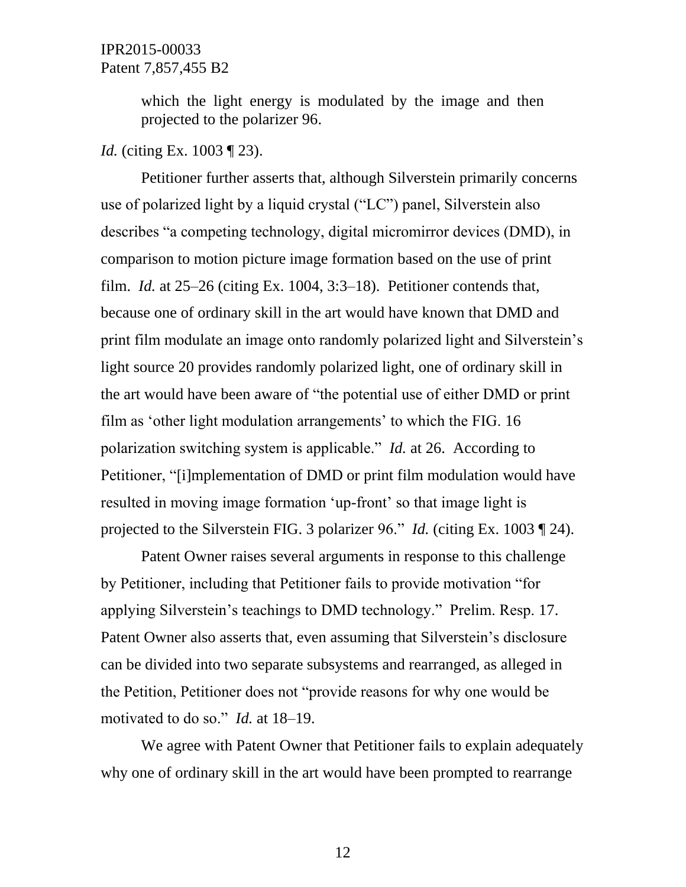> which the light energy is modulated by the image and then projected to the polarizer 96.

*Id.* (citing Ex. 1003 ¶ 23).

Petitioner further asserts that, although Silverstein primarily concerns use of polarized light by a liquid crystal ("LC") panel, Silverstein also describes "a competing technology, digital micromirror devices (DMD), in comparison to motion picture image formation based on the use of print film. *Id.* at 25–26 (citing Ex. 1004, 3:3–18). Petitioner contends that, because one of ordinary skill in the art would have known that DMD and print film modulate an image onto randomly polarized light and Silverstein's light source 20 provides randomly polarized light, one of ordinary skill in the art would have been aware of "the potential use of either DMD or print film as 'other light modulation arrangements' to which the FIG. 16 polarization switching system is applicable." *Id.* at 26. According to Petitioner, "[i]mplementation of DMD or print film modulation would have resulted in moving image formation 'up-front' so that image light is projected to the Silverstein FIG. 3 polarizer 96." *Id.* (citing Ex. 1003 ¶ 24).

Patent Owner raises several arguments in response to this challenge by Petitioner, including that Petitioner fails to provide motivation "for applying Silverstein's teachings to DMD technology." Prelim. Resp. 17. Patent Owner also asserts that, even assuming that Silverstein's disclosure can be divided into two separate subsystems and rearranged, as alleged in the Petition, Petitioner does not "provide reasons for why one would be motivated to do so." *Id.* at 18–19.

We agree with Patent Owner that Petitioner fails to explain adequately why one of ordinary skill in the art would have been prompted to rearrange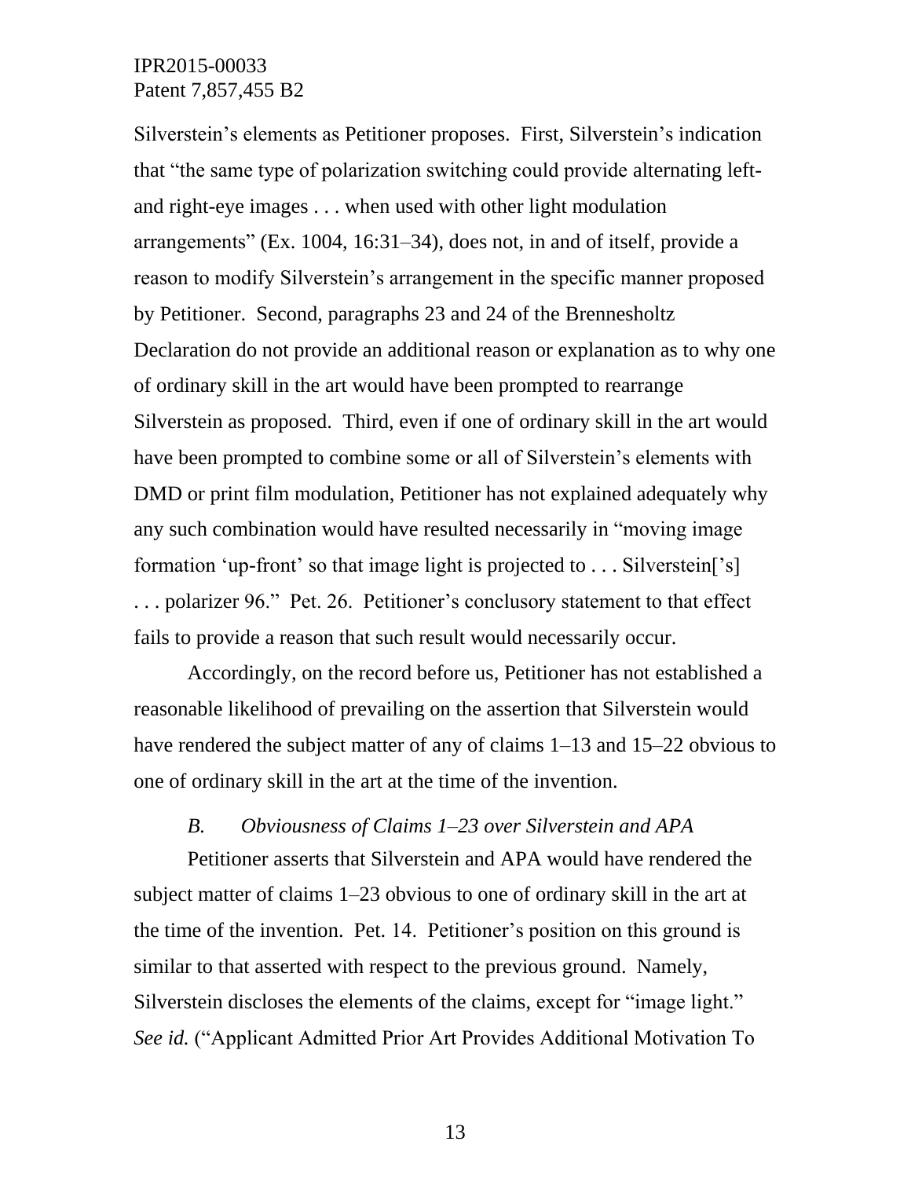Silverstein's elements as Petitioner proposes. First, Silverstein's indication that "the same type of polarization switching could provide alternating left- and right-eye images . . . when used with other light modulation arrangements" (Ex. 1004, 16:31–34), does not, in and of itself, provide a reason to modify Silverstein's arrangement in the specific manner proposed by Petitioner. Second, paragraphs 23 and 24 of the Brennesholtz Declaration do not provide an additional reason or explanation as to why one of ordinary skill in the art would have been prompted to rearrange Silverstein as proposed. Third, even if one of ordinary skill in the art would have been prompted to combine some or all of Silverstein's elements with DMD or print film modulation, Petitioner has not explained adequately why any such combination would have resulted necessarily in "moving image formation 'up-front' so that image light is projected to . . . Silverstein['s] . . . polarizer 96." Pet. 26. Petitioner's conclusory statement to that effect fails to provide a reason that such result would necessarily occur.

Accordingly, on the record before us, Petitioner has not established a reasonable likelihood of prevailing on the assertion that Silverstein would have rendered the subject matter of any of claims 1–13 and 15–22 obvious to one of ordinary skill in the art at the time of the invention.

### *B. Obviousness of Claims 1–23 over Silverstein and APA*

Petitioner asserts that Silverstein and APA would have rendered the subject matter of claims 1–23 obvious to one of ordinary skill in the art at the time of the invention. Pet. 14. Petitioner's position on this ground is similar to that asserted with respect to the previous ground. Namely, Silverstein discloses the elements of the claims, except for "image light." *See id.* ("Applicant Admitted Prior Art Provides Additional Motivation To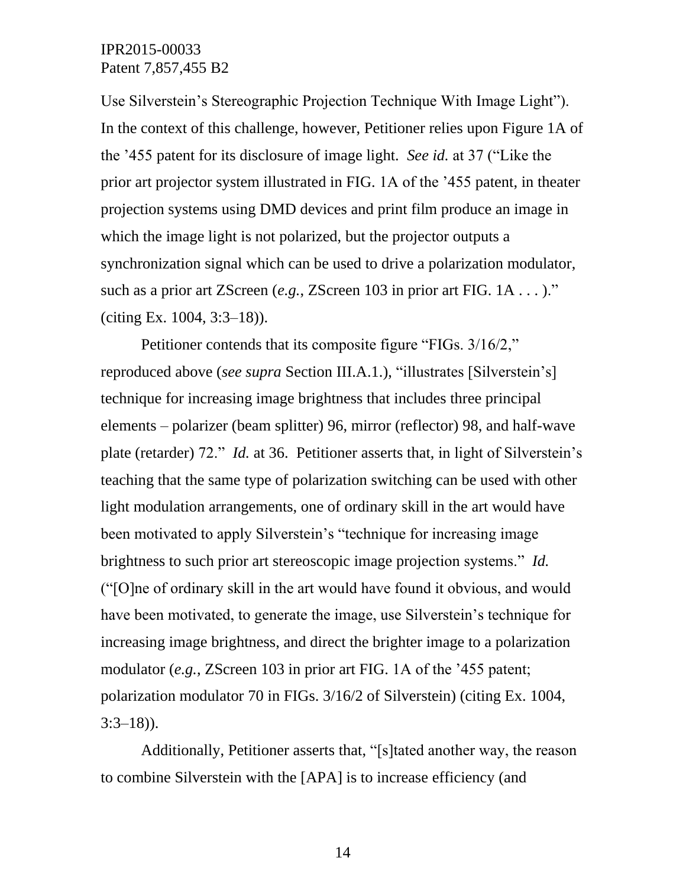Use Silverstein's Stereographic Projection Technique With Image Light"). In the context of this challenge, however, Petitioner relies upon Figure 1A of the '455 patent for its disclosure of image light. *See id.* at 37 ("Like the prior art projector system illustrated in FIG. 1A of the '455 patent, in theater projection systems using DMD devices and print film produce an image in which the image light is not polarized, but the projector outputs a synchronization signal which can be used to drive a polarization modulator, such as a prior art ZScreen (*e.g.*, ZScreen 103 in prior art FIG. 1A . . . )." (citing Ex. 1004, 3:3–18)).

Petitioner contends that its composite figure "FIGs. 3/16/2," reproduced above (*see supra* Section III.A.1.), "illustrates [Silverstein's] technique for increasing image brightness that includes three principal elements – polarizer (beam splitter) 96, mirror (reflector) 98, and half-wave plate (retarder) 72." *Id.* at 36. Petitioner asserts that, in light of Silverstein's teaching that the same type of polarization switching can be used with other light modulation arrangements, one of ordinary skill in the art would have been motivated to apply Silverstein's "technique for increasing image brightness to such prior art stereoscopic image projection systems." *Id.* ("[O]ne of ordinary skill in the art would have found it obvious, and would have been motivated, to generate the image, use Silverstein's technique for increasing image brightness, and direct the brighter image to a polarization modulator (*e.g.*, ZScreen 103 in prior art FIG. 1A of the '455 patent; polarization modulator 70 in FIGs. 3/16/2 of Silverstein) (citing Ex. 1004, 3:3–18)).

Additionally, Petitioner asserts that, "[s]tated another way, the reason to combine Silverstein with the [APA] is to increase efficiency (and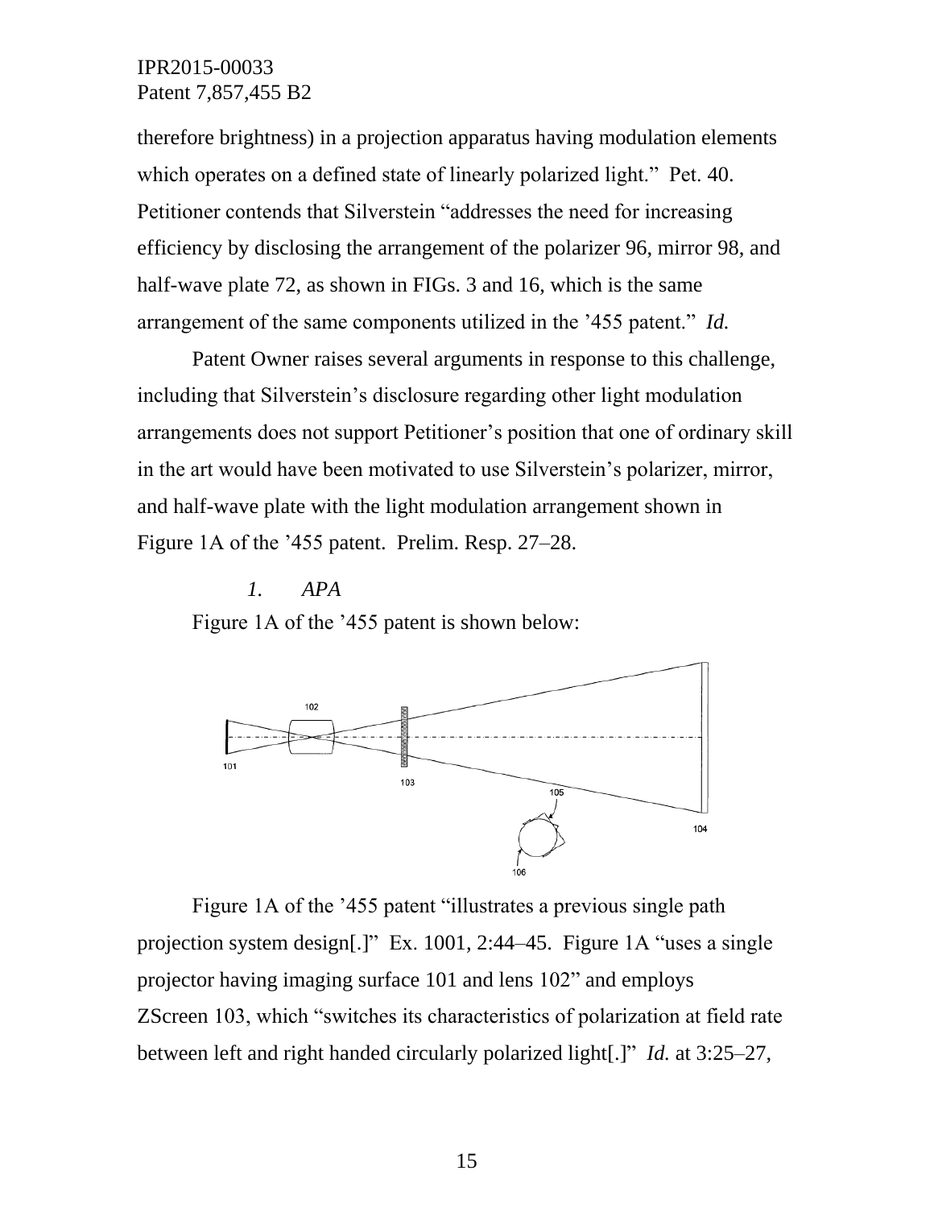therefore brightness) in a projection apparatus having modulation elements which operates on a defined state of linearly polarized light." Pet. 40. Petitioner contends that Silverstein "addresses the need for increasing efficiency by disclosing the arrangement of the polarizer 96, mirror 98, and half-wave plate 72, as shown in FIGs. 3 and 16, which is the same arrangement of the same components utilized in the '455 patent." *Id.*

Patent Owner raises several arguments in response to this challenge, including that Silverstein's disclosure regarding other light modulation arrangements does not support Petitioner's position that one of ordinary skill in the art would have been motivated to use Silverstein's polarizer, mirror, and half-wave plate with the light modulation arrangement shown in Figure 1A of the '455 patent. Prelim. Resp. 27–28.

*1. APA*

Figure 1A of the '455 patent is shown below:

Figure 1A of the '455 patent "illustrates a previous single path projection system design[.]" Ex. 1001, 2:44–45. Figure 1A "uses a single projector having imaging surface 101 and lens 102" and employs ZScreen 103, which "switches its characteristics of polarization at field rate between left and right handed circularly polarized light[.]" *Id.* at 3:25–27,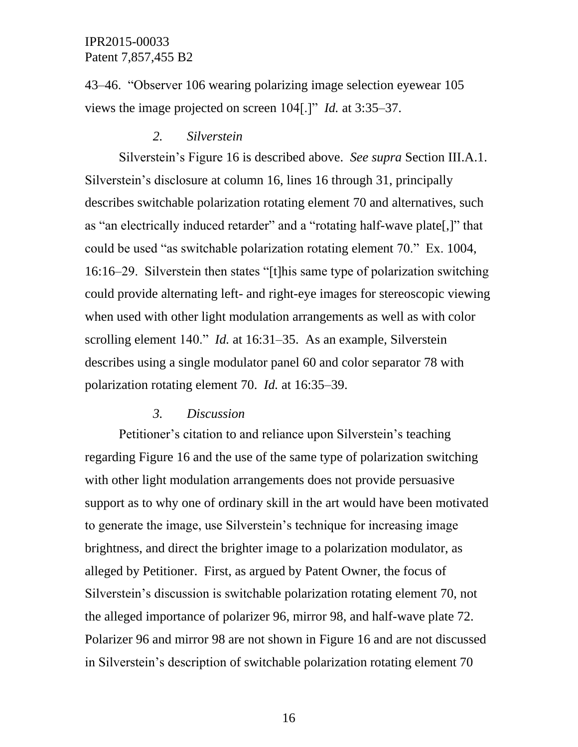43–46. "Observer 106 wearing polarizing image selection eyewear 105 views the image projected on screen 104[.]" *Id.* at 3:35–37.

### *2. Silverstein*

Silverstein's Figure 16 is described above. *See supra* Section III.A.1. Silverstein's disclosure at column 16, lines 16 through 31, principally describes switchable polarization rotating element 70 and alternatives, such as "an electrically induced retarder" and a "rotating half-wave plate[,]" that could be used "as switchable polarization rotating element 70." Ex. 1004, 16:16–29. Silverstein then states "[t]his same type of polarization switching could provide alternating left- and right-eye images for stereoscopic viewing when used with other light modulation arrangements as well as with color scrolling element 140." *Id.* at 16:31–35. As an example, Silverstein describes using a single modulator panel 60 and color separator 78 with polarization rotating element 70. *Id.* at 16:35–39.

### *3. Discussion*

Petitioner's citation to and reliance upon Silverstein's teaching regarding Figure 16 and the use of the same type of polarization switching with other light modulation arrangements does not provide persuasive support as to why one of ordinary skill in the art would have been motivated to generate the image, use Silverstein's technique for increasing image brightness, and direct the brighter image to a polarization modulator, as alleged by Petitioner. First, as argued by Patent Owner, the focus of Silverstein's discussion is switchable polarization rotating element 70, not the alleged importance of polarizer 96, mirror 98, and half-wave plate 72. Polarizer 96 and mirror 98 are not shown in Figure 16 and are not discussed in Silverstein's description of switchable polarization rotating element 70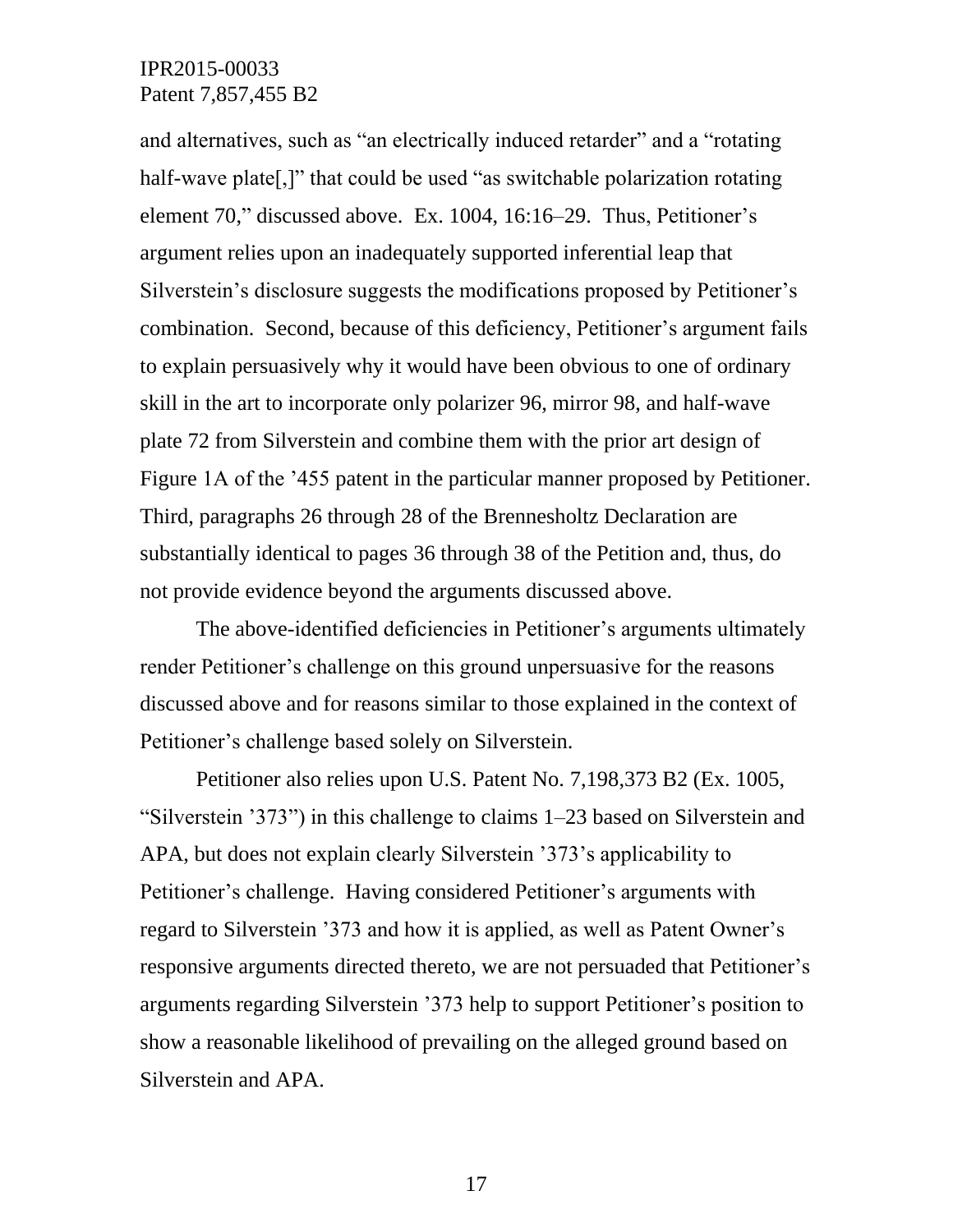and alternatives, such as "an electrically induced retarder" and a "rotating half-wave plate[,]" that could be used "as switchable polarization rotating element 70," discussed above. Ex. 1004, 16:16–29. Thus, Petitioner's argument relies upon an inadequately supported inferential leap that Silverstein's disclosure suggests the modifications proposed by Petitioner's combination. Second, because of this deficiency, Petitioner's argument fails to explain persuasively why it would have been obvious to one of ordinary skill in the art to incorporate only polarizer 96, mirror 98, and half-wave plate 72 from Silverstein and combine them with the prior art design of Figure 1A of the '455 patent in the particular manner proposed by Petitioner. Third, paragraphs 26 through 28 of the Brennesholtz Declaration are substantially identical to pages 36 through 38 of the Petition and, thus, do not provide evidence beyond the arguments discussed above.

The above-identified deficiencies in Petitioner's arguments ultimately render Petitioner's challenge on this ground unpersuasive for the reasons discussed above and for reasons similar to those explained in the context of Petitioner's challenge based solely on Silverstein.

Petitioner also relies upon U.S. Patent No. 7,198,373 B2 (Ex. 1005, "Silverstein '373") in this challenge to claims 1–23 based on Silverstein and APA, but does not explain clearly Silverstein '373's applicability to Petitioner's challenge. Having considered Petitioner's arguments with regard to Silverstein '373 and how it is applied, as well as Patent Owner's responsive arguments directed thereto, we are not persuaded that Petitioner's arguments regarding Silverstein '373 help to support Petitioner's position to show a reasonable likelihood of prevailing on the alleged ground based on Silverstein and APA.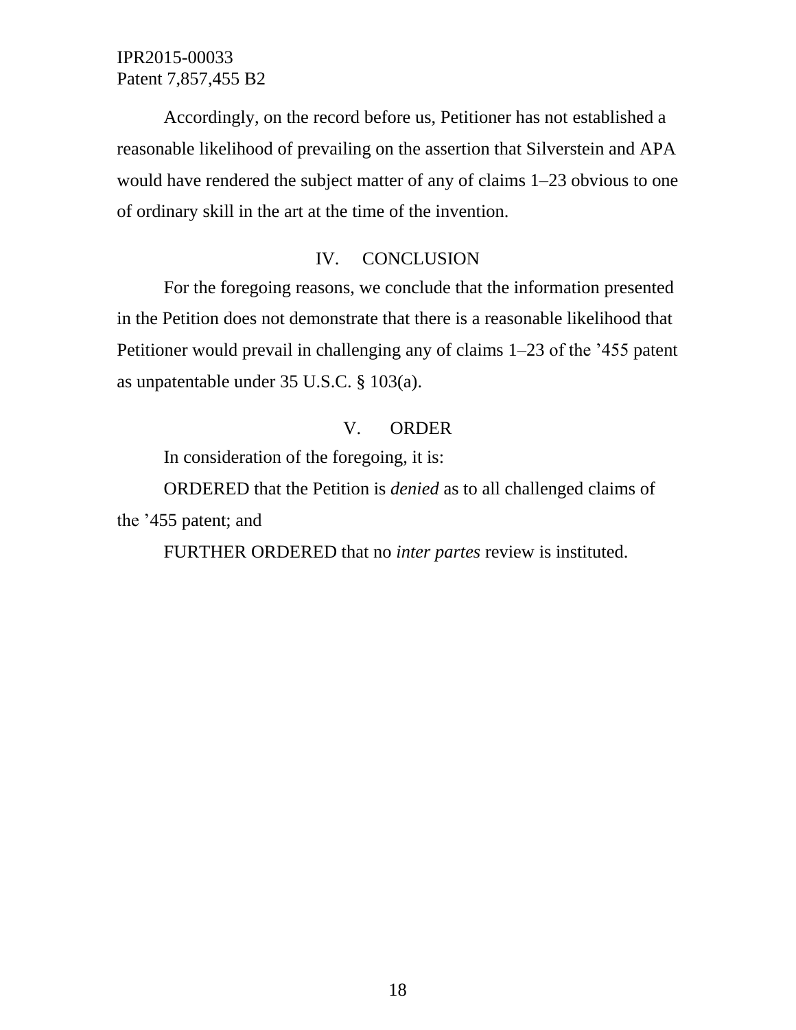Accordingly, on the record before us, Petitioner has not established a reasonable likelihood of prevailing on the assertion that Silverstein and APA would have rendered the subject matter of any of claims 1–23 obvious to one of ordinary skill in the art at the time of the invention.

## IV. CONCLUSION

For the foregoing reasons, we conclude that the information presented in the Petition does not demonstrate that there is a reasonable likelihood that Petitioner would prevail in challenging any of claims 1–23 of the ’455 patent as unpatentable under 35 U.S.C. § 103(a).

## V. ORDER

In consideration of the foregoing, it is:

ORDERED that the Petition is *denied* as to all challenged claims of the ’455 patent; and

FURTHER ORDERED that no *inter partes* review is instituted.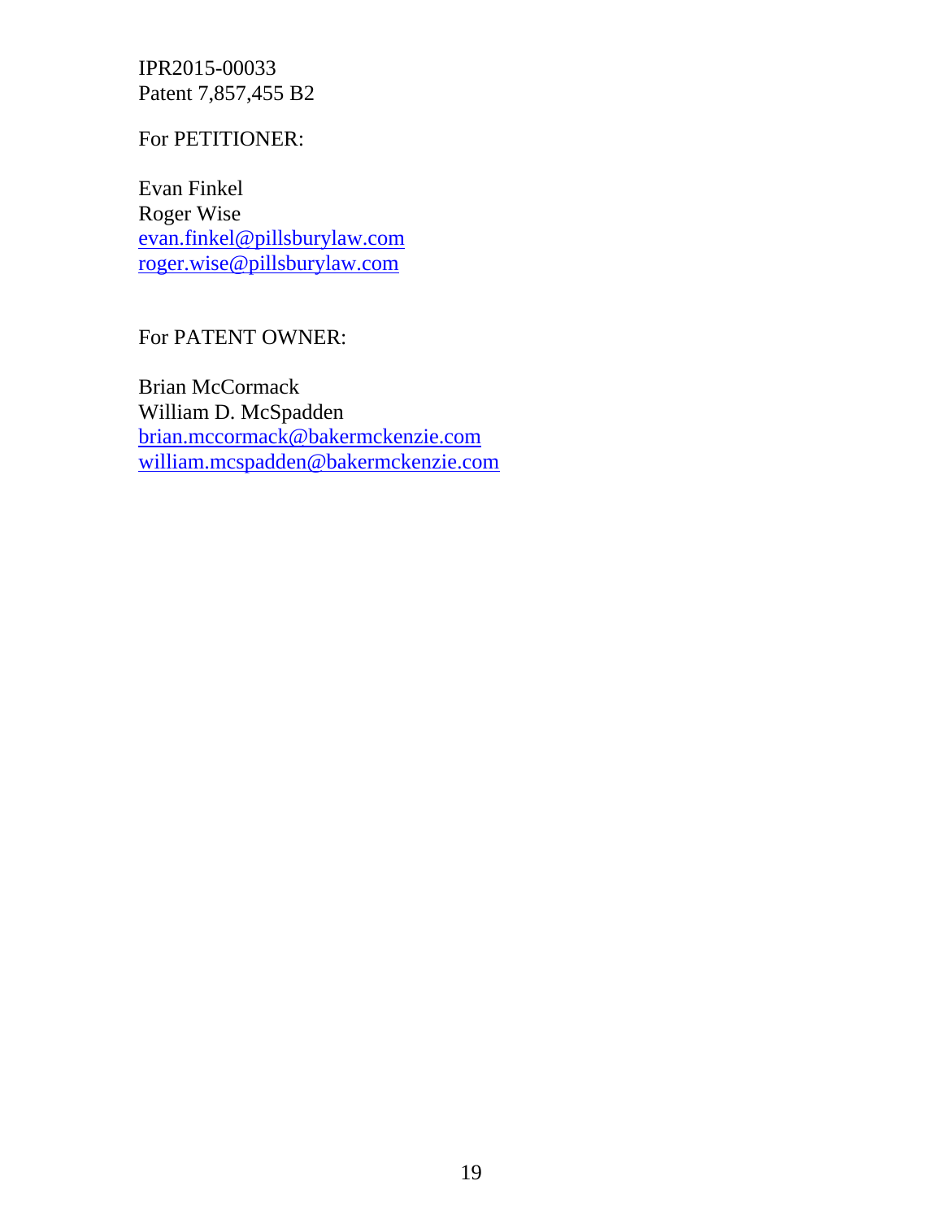For PETITIONER:

Evan Finkel
Roger Wise
evan.finkel@pillsburylaw.com
roger.wise@pillsburylaw.com

For PATENT OWNER:

Brian McCormack
William D. McSpadden
brian.mccormack@bakermckenzie.com
william.mcspadden@bakermckenzie.com